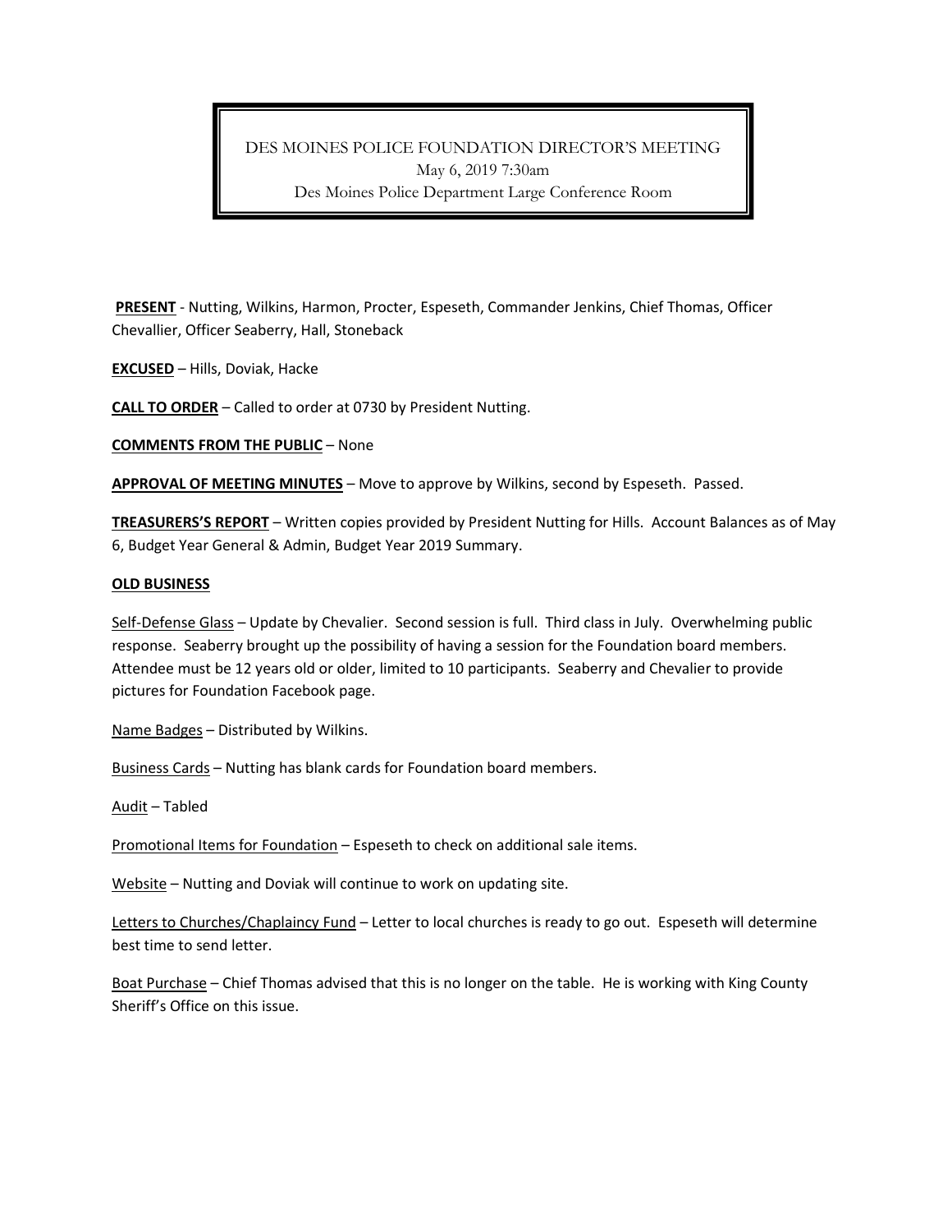# DES MOINES POLICE FOUNDATION DIRECTOR'S MEETING

May 6, 2019 7:30am

Des Moines Police Department Large Conference Room

**PRESENT** - Nutting, Wilkins, Harmon, Procter, Espeseth, Commander Jenkins, Chief Thomas, Officer Chevallier, Officer Seaberry, Hall, Stoneback

**EXCUSED** – Hills, Doviak, Hacke

**CALL TO ORDER** – Called to order at 0730 by President Nutting.

**COMMENTS FROM THE PUBLIC** – None

**APPROVAL OF MEETING MINUTES** – Move to approve by Wilkins, second by Espeseth. Passed.

**TREASURERS'S REPORT** – Written copies provided by President Nutting for Hills. Account Balances as of May 6, Budget Year General & Admin, Budget Year 2019 Summary.

**OLD BUSINESS**

Self-Defense Glass – Update by Chevalier. Second session is full. Third class in July. Overwhelming public response. Seaberry brought up the possibility of having a session for the Foundation board members. Attendee must be 12 years old or older, limited to 10 participants. Seaberry and Chevalier to provide pictures for Foundation Facebook page.

Name Badges – Distributed by Wilkins.

Business Cards – Nutting has blank cards for Foundation board members.

Audit – Tabled

Promotional Items for Foundation – Espeseth to check on additional sale items.

Website – Nutting and Doviak will continue to work on updating site.

Letters to Churches/Chaplaincy Fund – Letter to local churches is ready to go out. Espeseth will determine best time to send letter.

Boat Purchase – Chief Thomas advised that this is no longer on the table. He is working with King County Sheriff's Office on this issue.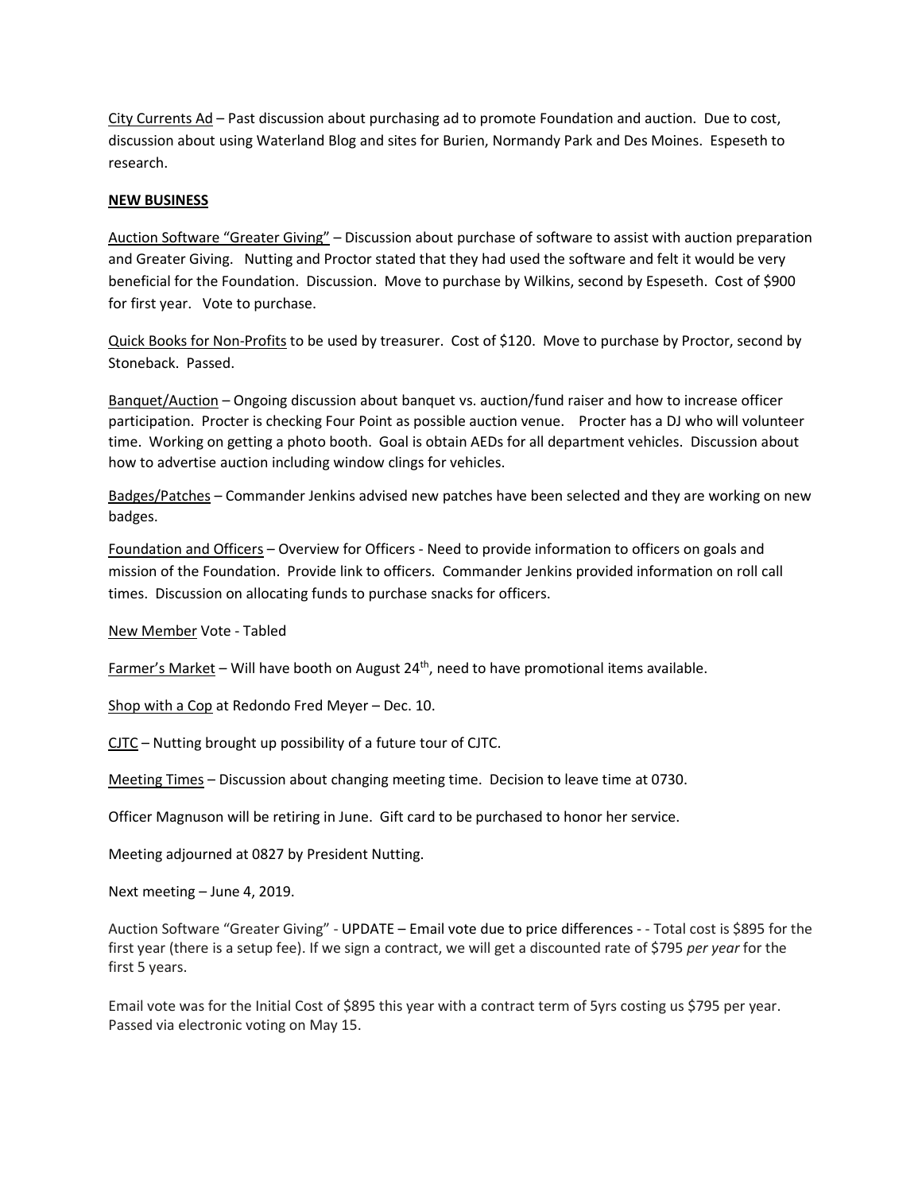City Currents Ad – Past discussion about purchasing ad to promote Foundation and auction. Due to cost, discussion about using Waterland Blog and sites for Burien, Normandy Park and Des Moines. Espeseth to research.

**NEW BUSINESS**

Auction Software "Greater Giving" – Discussion about purchase of software to assist with auction preparation and Greater Giving. Nutting and Proctor stated that they had used the software and felt it would be very beneficial for the Foundation. Discussion. Move to purchase by Wilkins, second by Espeseth. Cost of $900 for first year. Vote to purchase.

Quick Books for Non-Profits to be used by treasurer. Cost of $120. Move to purchase by Proctor, second by Stoneback. Passed.

Banquet/Auction – Ongoing discussion about banquet vs. auction/fund raiser and how to increase officer participation. Procter is checking Four Point as possible auction venue. Procter has a DJ who will volunteer time. Working on getting a photo booth. Goal is obtain AEDs for all department vehicles. Discussion about how to advertise auction including window clings for vehicles.

Badges/Patches – Commander Jenkins advised new patches have been selected and they are working on new badges.

Foundation and Officers – Overview for Officers - Need to provide information to officers on goals and mission of the Foundation. Provide link to officers. Commander Jenkins provided information on roll call times. Discussion on allocating funds to purchase snacks for officers.

New Member Vote - Tabled

Farmer's Market – Will have booth on August 24th, need to have promotional items available.

Shop with a Cop at Redondo Fred Meyer – Dec. 10.

CJTC – Nutting brought up possibility of a future tour of CJTC.

Meeting Times – Discussion about changing meeting time. Decision to leave time at 0730.

Officer Magnuson will be retiring in June. Gift card to be purchased to honor her service.

Meeting adjourned at 0827 by President Nutting.

Next meeting – June 4, 2019.

Auction Software "Greater Giving" - UPDATE – Email vote due to price differences - - Total cost is $895 for the first year (there is a setup fee). If we sign a contract, we will get a discounted rate of $795 *per year* for the first 5 years.

Email vote was for the Initial Cost of $895 this year with a contract term of 5yrs costing us $795 per year. Passed via electronic voting on May 15.